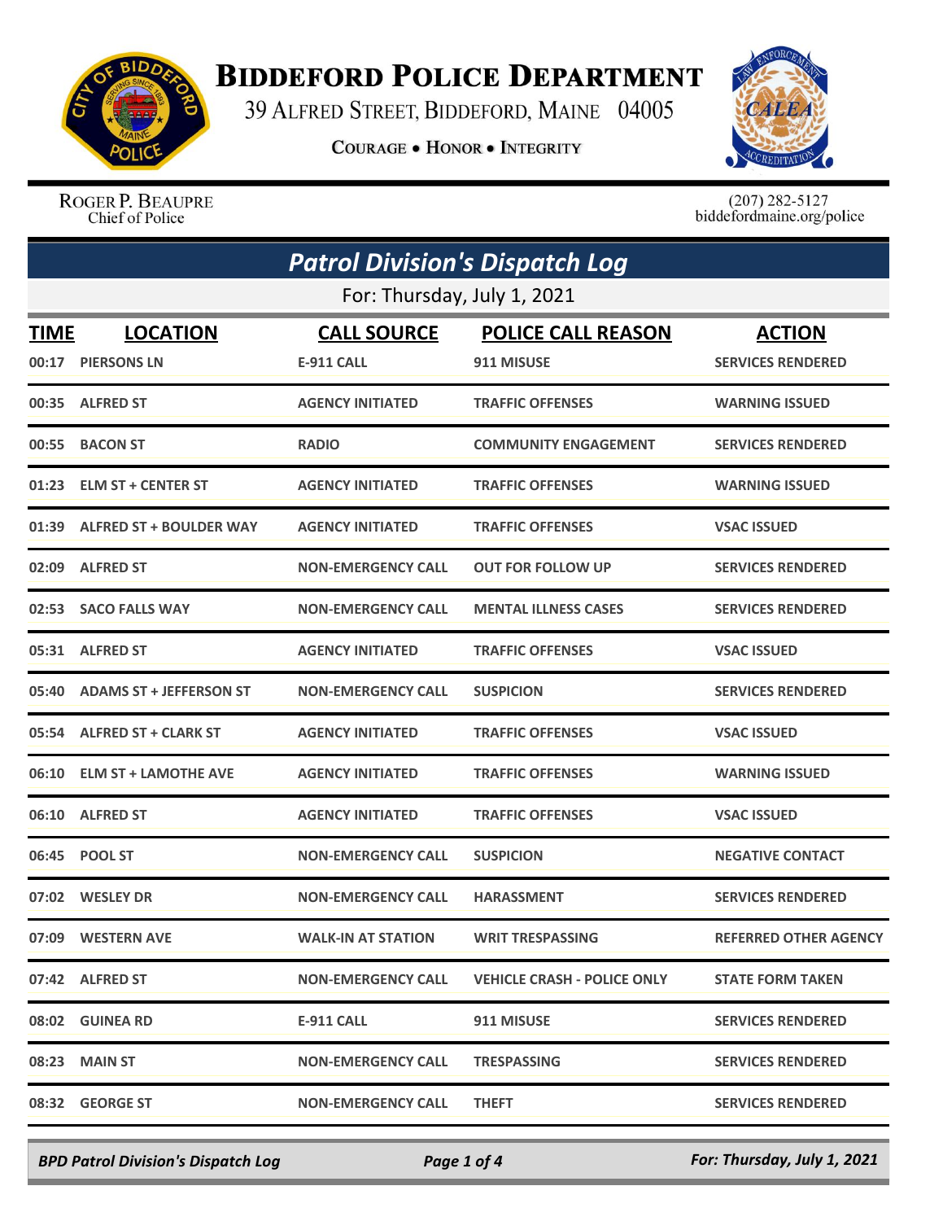# Biddeford Police Department

39 Alfred Street, Biddeford, Maine 04005

**Courage • Honor • Integrity**

Roger P. Beaupre
Chief of Police

(207) 282-5127
biddefordmaine.org/police

## *Patrol Division's Dispatch Log*

For: Thursday, July 1, 2021

| TIME | LOCATION | CALL SOURCE | POLICE CALL REASON | ACTION |
|---|---|---|---|---|
| 00:17 | PIERSONS LN | E-911 CALL | 911 MISUSE | SERVICES RENDERED |
| 00:35 | ALFRED ST | AGENCY INITIATED | TRAFFIC OFFENSES | WARNING ISSUED |
| 00:55 | BACON ST | RADIO | COMMUNITY ENGAGEMENT | SERVICES RENDERED |
| 01:23 | ELM ST + CENTER ST | AGENCY INITIATED | TRAFFIC OFFENSES | WARNING ISSUED |
| 01:39 | ALFRED ST + BOULDER WAY | AGENCY INITIATED | TRAFFIC OFFENSES | VSAC ISSUED |
| 02:09 | ALFRED ST | NON-EMERGENCY CALL | OUT FOR FOLLOW UP | SERVICES RENDERED |
| 02:53 | SACO FALLS WAY | NON-EMERGENCY CALL | MENTAL ILLNESS CASES | SERVICES RENDERED |
| 05:31 | ALFRED ST | AGENCY INITIATED | TRAFFIC OFFENSES | VSAC ISSUED |
| 05:40 | ADAMS ST + JEFFERSON ST | NON-EMERGENCY CALL | SUSPICION | SERVICES RENDERED |
| 05:54 | ALFRED ST + CLARK ST | AGENCY INITIATED | TRAFFIC OFFENSES | VSAC ISSUED |
| 06:10 | ELM ST + LAMOTHE AVE | AGENCY INITIATED | TRAFFIC OFFENSES | WARNING ISSUED |
| 06:10 | ALFRED ST | AGENCY INITIATED | TRAFFIC OFFENSES | VSAC ISSUED |
| 06:45 | POOL ST | NON-EMERGENCY CALL | SUSPICION | NEGATIVE CONTACT |
| 07:02 | WESLEY DR | NON-EMERGENCY CALL | HARASSMENT | SERVICES RENDERED |
| 07:09 | WESTERN AVE | WALK-IN AT STATION | WRIT TRESPASSING | REFERRED OTHER AGENCY |
| 07:42 | ALFRED ST | NON-EMERGENCY CALL | VEHICLE CRASH - POLICE ONLY | STATE FORM TAKEN |
| 08:02 | GUINEA RD | E-911 CALL | 911 MISUSE | SERVICES RENDERED |
| 08:23 | MAIN ST | NON-EMERGENCY CALL | TRESPASSING | SERVICES RENDERED |
| 08:32 | GEORGE ST | NON-EMERGENCY CALL | THEFT | SERVICES RENDERED |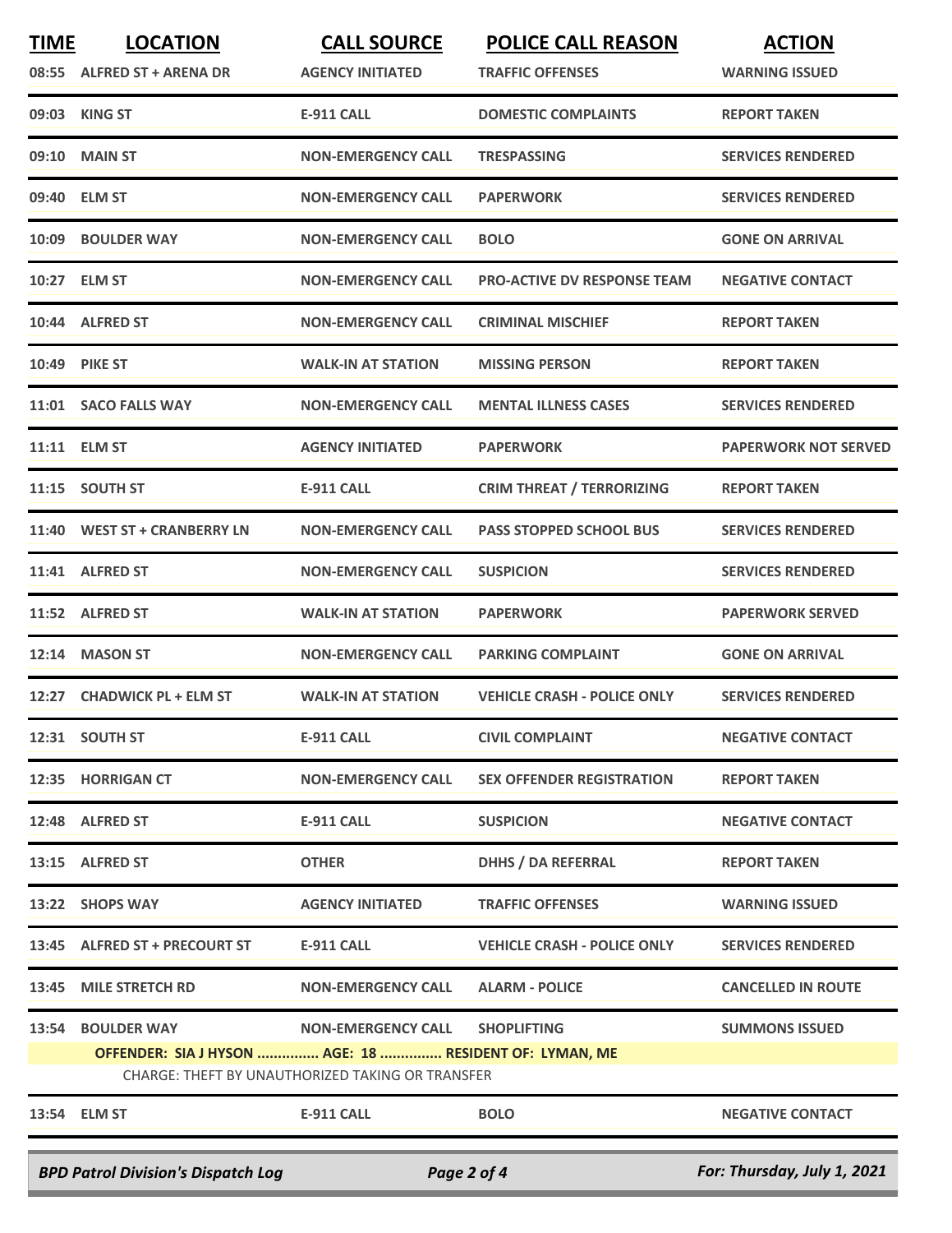| TIME | LOCATION | CALL SOURCE | POLICE CALL REASON | ACTION |
| --- | --- | --- | --- | --- |
| 08:55 | ALFRED ST + ARENA DR | AGENCY INITIATED | TRAFFIC OFFENSES | WARNING ISSUED |
| 09:03 | KING ST | E-911 CALL | DOMESTIC COMPLAINTS | REPORT TAKEN |
| 09:10 | MAIN ST | NON-EMERGENCY CALL | TRESPASSING | SERVICES RENDERED |
| 09:40 | ELM ST | NON-EMERGENCY CALL | PAPERWORK | SERVICES RENDERED |
| 10:09 | BOULDER WAY | NON-EMERGENCY CALL | BOLO | GONE ON ARRIVAL |
| 10:27 | ELM ST | NON-EMERGENCY CALL | PRO-ACTIVE DV RESPONSE TEAM | NEGATIVE CONTACT |
| 10:44 | ALFRED ST | NON-EMERGENCY CALL | CRIMINAL MISCHIEF | REPORT TAKEN |
| 10:49 | PIKE ST | WALK-IN AT STATION | MISSING PERSON | REPORT TAKEN |
| 11:01 | SACO FALLS WAY | NON-EMERGENCY CALL | MENTAL ILLNESS CASES | SERVICES RENDERED |
| 11:11 | ELM ST | AGENCY INITIATED | PAPERWORK | PAPERWORK NOT SERVED |
| 11:15 | SOUTH ST | E-911 CALL | CRIM THREAT / TERRORIZING | REPORT TAKEN |
| 11:40 | WEST ST + CRANBERRY LN | NON-EMERGENCY CALL | PASS STOPPED SCHOOL BUS | SERVICES RENDERED |
| 11:41 | ALFRED ST | NON-EMERGENCY CALL | SUSPICION | SERVICES RENDERED |
| 11:52 | ALFRED ST | WALK-IN AT STATION | PAPERWORK | PAPERWORK SERVED |
| 12:14 | MASON ST | NON-EMERGENCY CALL | PARKING COMPLAINT | GONE ON ARRIVAL |
| 12:27 | CHADWICK PL + ELM ST | WALK-IN AT STATION | VEHICLE CRASH - POLICE ONLY | SERVICES RENDERED |
| 12:31 | SOUTH ST | E-911 CALL | CIVIL COMPLAINT | NEGATIVE CONTACT |
| 12:35 | HORRIGAN CT | NON-EMERGENCY CALL | SEX OFFENDER REGISTRATION | REPORT TAKEN |
| 12:48 | ALFRED ST | E-911 CALL | SUSPICION | NEGATIVE CONTACT |
| 13:15 | ALFRED ST | OTHER | DHHS / DA REFERRAL | REPORT TAKEN |
| 13:22 | SHOPS WAY | AGENCY INITIATED | TRAFFIC OFFENSES | WARNING ISSUED |
| 13:45 | ALFRED ST + PRECOURT ST | E-911 CALL | VEHICLE CRASH - POLICE ONLY | SERVICES RENDERED |
| 13:45 | MILE STRETCH RD | NON-EMERGENCY CALL | ALARM - POLICE | CANCELLED IN ROUTE |
| 13:54 | BOULDER WAY | NON-EMERGENCY CALL | SHOPLIFTING | SUMMONS ISSUED |
| | OFFENDER: SIA J HYSON ............... AGE: 18 ............... RESIDENT OF: LYMAN, ME | | | |
| | CHARGE: THEFT BY UNAUTHORIZED TAKING OR TRANSFER | | | |
| 13:54 | ELM ST | E-911 CALL | BOLO | NEGATIVE CONTACT |

*BPD Patrol Division's Dispatch Log* — *For: Thursday, July 1, 2021*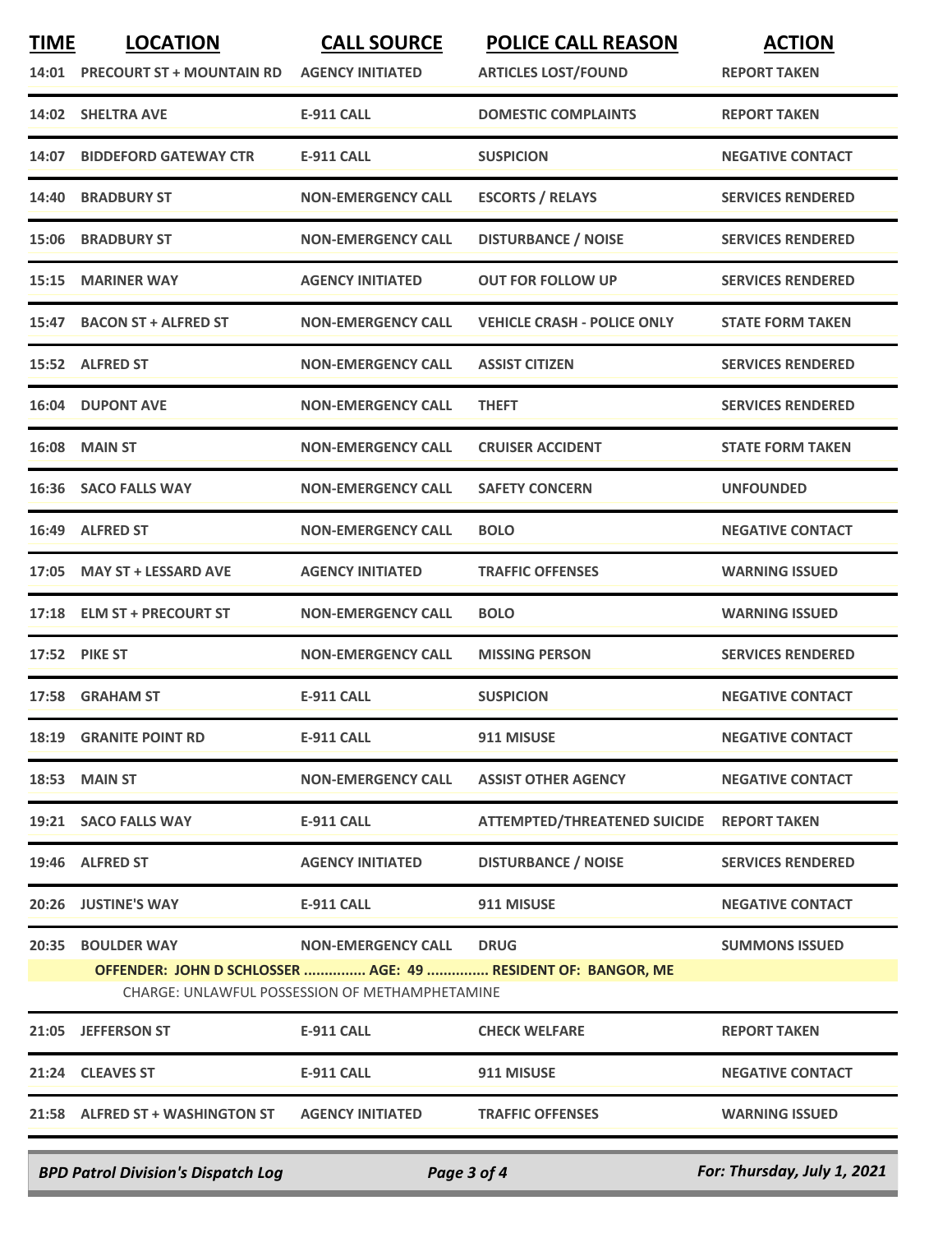| TIME | LOCATION | CALL SOURCE | POLICE CALL REASON | ACTION |
|---|---|---|---|---|
| 14:01 | PRECOURT ST + MOUNTAIN RD | AGENCY INITIATED | ARTICLES LOST/FOUND | REPORT TAKEN |
| 14:02 | SHELTRA AVE | E-911 CALL | DOMESTIC COMPLAINTS | REPORT TAKEN |
| 14:07 | BIDDEFORD GATEWAY CTR | E-911 CALL | SUSPICION | NEGATIVE CONTACT |
| 14:40 | BRADBURY ST | NON-EMERGENCY CALL | ESCORTS / RELAYS | SERVICES RENDERED |
| 15:06 | BRADBURY ST | NON-EMERGENCY CALL | DISTURBANCE / NOISE | SERVICES RENDERED |
| 15:15 | MARINER WAY | AGENCY INITIATED | OUT FOR FOLLOW UP | SERVICES RENDERED |
| 15:47 | BACON ST + ALFRED ST | NON-EMERGENCY CALL | VEHICLE CRASH - POLICE ONLY | STATE FORM TAKEN |
| 15:52 | ALFRED ST | NON-EMERGENCY CALL | ASSIST CITIZEN | SERVICES RENDERED |
| 16:04 | DUPONT AVE | NON-EMERGENCY CALL | THEFT | SERVICES RENDERED |
| 16:08 | MAIN ST | NON-EMERGENCY CALL | CRUISER ACCIDENT | STATE FORM TAKEN |
| 16:36 | SACO FALLS WAY | NON-EMERGENCY CALL | SAFETY CONCERN | UNFOUNDED |
| 16:49 | ALFRED ST | NON-EMERGENCY CALL | BOLO | NEGATIVE CONTACT |
| 17:05 | MAY ST + LESSARD AVE | AGENCY INITIATED | TRAFFIC OFFENSES | WARNING ISSUED |
| 17:18 | ELM ST + PRECOURT ST | NON-EMERGENCY CALL | BOLO | WARNING ISSUED |
| 17:52 | PIKE ST | NON-EMERGENCY CALL | MISSING PERSON | SERVICES RENDERED |
| 17:58 | GRAHAM ST | E-911 CALL | SUSPICION | NEGATIVE CONTACT |
| 18:19 | GRANITE POINT RD | E-911 CALL | 911 MISUSE | NEGATIVE CONTACT |
| 18:53 | MAIN ST | NON-EMERGENCY CALL | ASSIST OTHER AGENCY | NEGATIVE CONTACT |
| 19:21 | SACO FALLS WAY | E-911 CALL | ATTEMPTED/THREATENED SUICIDE | REPORT TAKEN |
| 19:46 | ALFRED ST | AGENCY INITIATED | DISTURBANCE / NOISE | SERVICES RENDERED |
| 20:26 | JUSTINE'S WAY | E-911 CALL | 911 MISUSE | NEGATIVE CONTACT |
| 20:35 | BOULDER WAY | NON-EMERGENCY CALL | DRUG | SUMMONS ISSUED |
| | OFFENDER: JOHN D SCHLOSSER ............... AGE: 49 ............... RESIDENT OF: BANGOR, ME | | | |
| | CHARGE: UNLAWFUL POSSESSION OF METHAMPHETAMINE | | | |
| 21:05 | JEFFERSON ST | E-911 CALL | CHECK WELFARE | REPORT TAKEN |
| 21:24 | CLEAVES ST | E-911 CALL | 911 MISUSE | NEGATIVE CONTACT |
| 21:58 | ALFRED ST + WASHINGTON ST | AGENCY INITIATED | TRAFFIC OFFENSES | WARNING ISSUED |

*BPD Patrol Division's Dispatch Log* — *For: Thursday, July 1, 2021*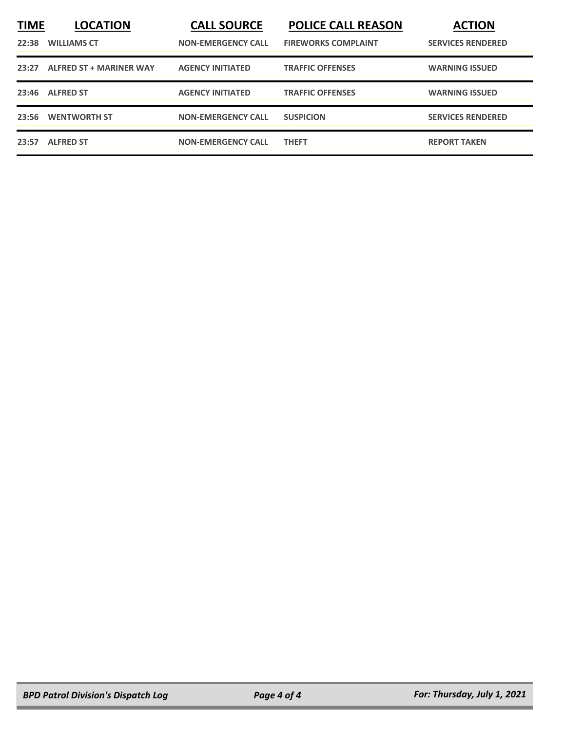| TIME | LOCATION | CALL SOURCE | POLICE CALL REASON | ACTION |
|---|---|---|---|---|
| 22:38 | WILLIAMS CT | NON-EMERGENCY CALL | FIREWORKS COMPLAINT | SERVICES RENDERED |
| 23:27 | ALFRED ST + MARINER WAY | AGENCY INITIATED | TRAFFIC OFFENSES | WARNING ISSUED |
| 23:46 | ALFRED ST | AGENCY INITIATED | TRAFFIC OFFENSES | WARNING ISSUED |
| 23:56 | WENTWORTH ST | NON-EMERGENCY CALL | SUSPICION | SERVICES RENDERED |
| 23:57 | ALFRED ST | NON-EMERGENCY CALL | THEFT | REPORT TAKEN |